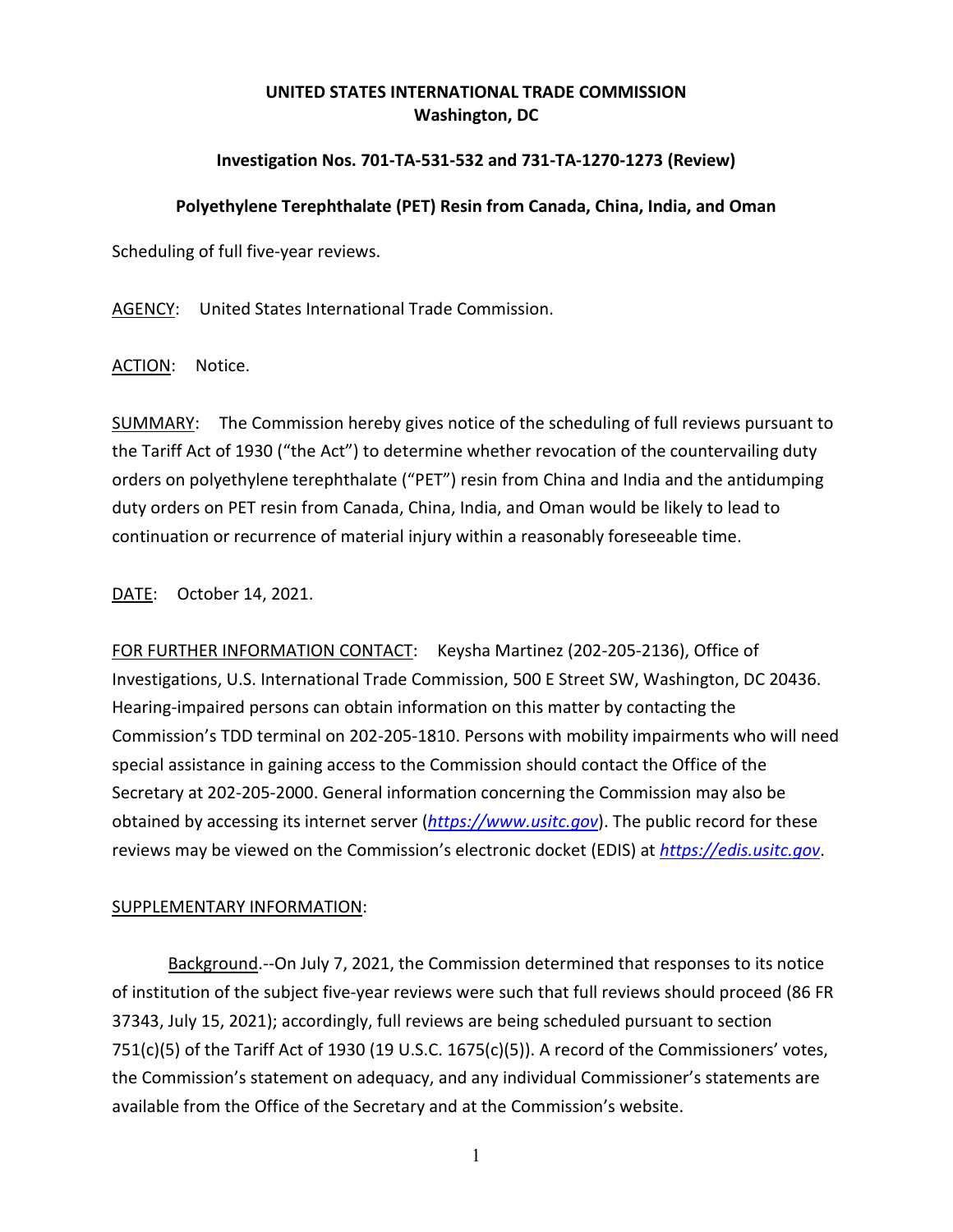**UNITED STATES INTERNATIONAL TRADE COMMISSION**
**Washington, DC**

**Investigation Nos. 701-TA-531-532 and 731-TA-1270-1273 (Review)**

**Polyethylene Terephthalate (PET) Resin from Canada, China, India, and Oman**

Scheduling of full five-year reviews.

AGENCY: United States International Trade Commission.

ACTION: Notice.

SUMMARY: The Commission hereby gives notice of the scheduling of full reviews pursuant to the Tariff Act of 1930 ("the Act") to determine whether revocation of the countervailing duty orders on polyethylene terephthalate ("PET") resin from China and India and the antidumping duty orders on PET resin from Canada, China, India, and Oman would be likely to lead to continuation or recurrence of material injury within a reasonably foreseeable time.

DATE: October 14, 2021.

FOR FURTHER INFORMATION CONTACT: Keysha Martinez (202-205-2136), Office of Investigations, U.S. International Trade Commission, 500 E Street SW, Washington, DC 20436. Hearing-impaired persons can obtain information on this matter by contacting the Commission's TDD terminal on 202-205-1810. Persons with mobility impairments who will need special assistance in gaining access to the Commission should contact the Office of the Secretary at 202-205-2000. General information concerning the Commission may also be obtained by accessing its internet server (*https://www.usitc.gov*). The public record for these reviews may be viewed on the Commission's electronic docket (EDIS) at *https://edis.usitc.gov*.

SUPPLEMENTARY INFORMATION:

Background.--On July 7, 2021, the Commission determined that responses to its notice of institution of the subject five-year reviews were such that full reviews should proceed (86 FR 37343, July 15, 2021); accordingly, full reviews are being scheduled pursuant to section 751(c)(5) of the Tariff Act of 1930 (19 U.S.C. 1675(c)(5)). A record of the Commissioners' votes, the Commission's statement on adequacy, and any individual Commissioner's statements are available from the Office of the Secretary and at the Commission's website.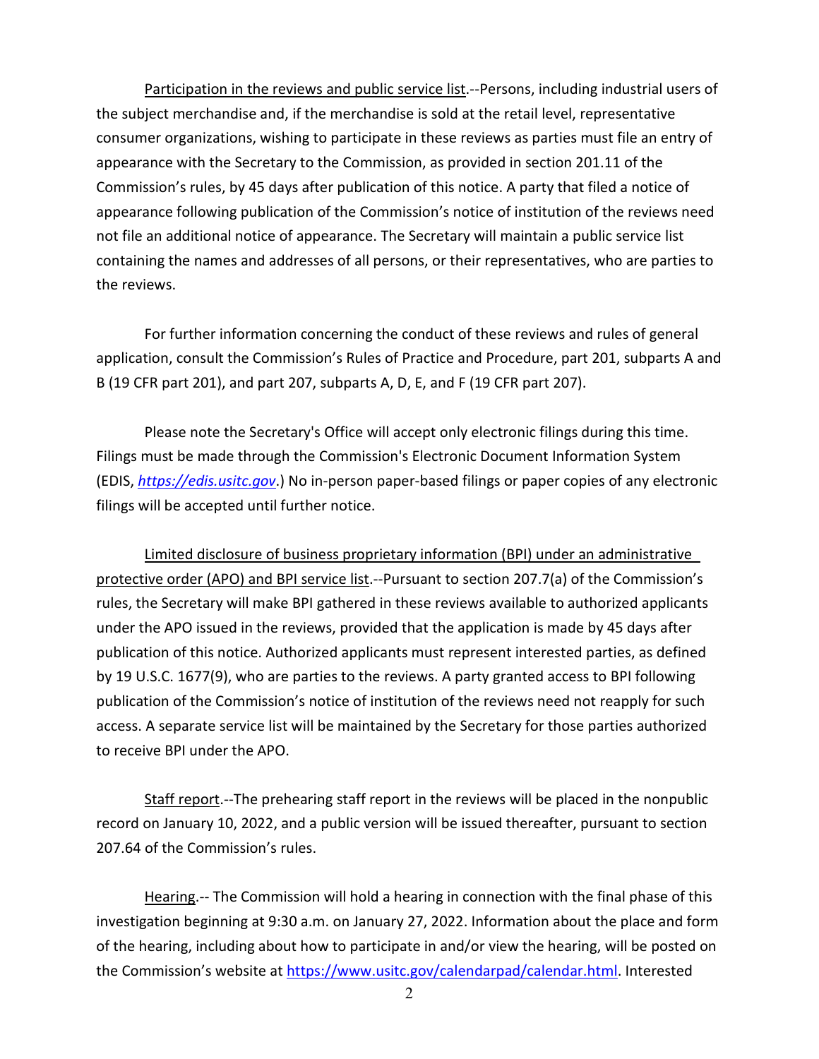Participation in the reviews and public service list.--Persons, including industrial users of the subject merchandise and, if the merchandise is sold at the retail level, representative consumer organizations, wishing to participate in these reviews as parties must file an entry of appearance with the Secretary to the Commission, as provided in section 201.11 of the Commission's rules, by 45 days after publication of this notice. A party that filed a notice of appearance following publication of the Commission's notice of institution of the reviews need not file an additional notice of appearance. The Secretary will maintain a public service list containing the names and addresses of all persons, or their representatives, who are parties to the reviews.

For further information concerning the conduct of these reviews and rules of general application, consult the Commission's Rules of Practice and Procedure, part 201, subparts A and B (19 CFR part 201), and part 207, subparts A, D, E, and F (19 CFR part 207).

Please note the Secretary's Office will accept only electronic filings during this time. Filings must be made through the Commission's Electronic Document Information System (EDIS, *https://edis.usitc.gov*.) No in-person paper-based filings or paper copies of any electronic filings will be accepted until further notice.

Limited disclosure of business proprietary information (BPI) under an administrative protective order (APO) and BPI service list.--Pursuant to section 207.7(a) of the Commission's rules, the Secretary will make BPI gathered in these reviews available to authorized applicants under the APO issued in the reviews, provided that the application is made by 45 days after publication of this notice. Authorized applicants must represent interested parties, as defined by 19 U.S.C. 1677(9), who are parties to the reviews. A party granted access to BPI following publication of the Commission's notice of institution of the reviews need not reapply for such access. A separate service list will be maintained by the Secretary for those parties authorized to receive BPI under the APO.

Staff report.--The prehearing staff report in the reviews will be placed in the nonpublic record on January 10, 2022, and a public version will be issued thereafter, pursuant to section 207.64 of the Commission's rules.

Hearing.-- The Commission will hold a hearing in connection with the final phase of this investigation beginning at 9:30 a.m. on January 27, 2022. Information about the place and form of the hearing, including about how to participate in and/or view the hearing, will be posted on the Commission's website at https://www.usitc.gov/calendarpad/calendar.html. Interested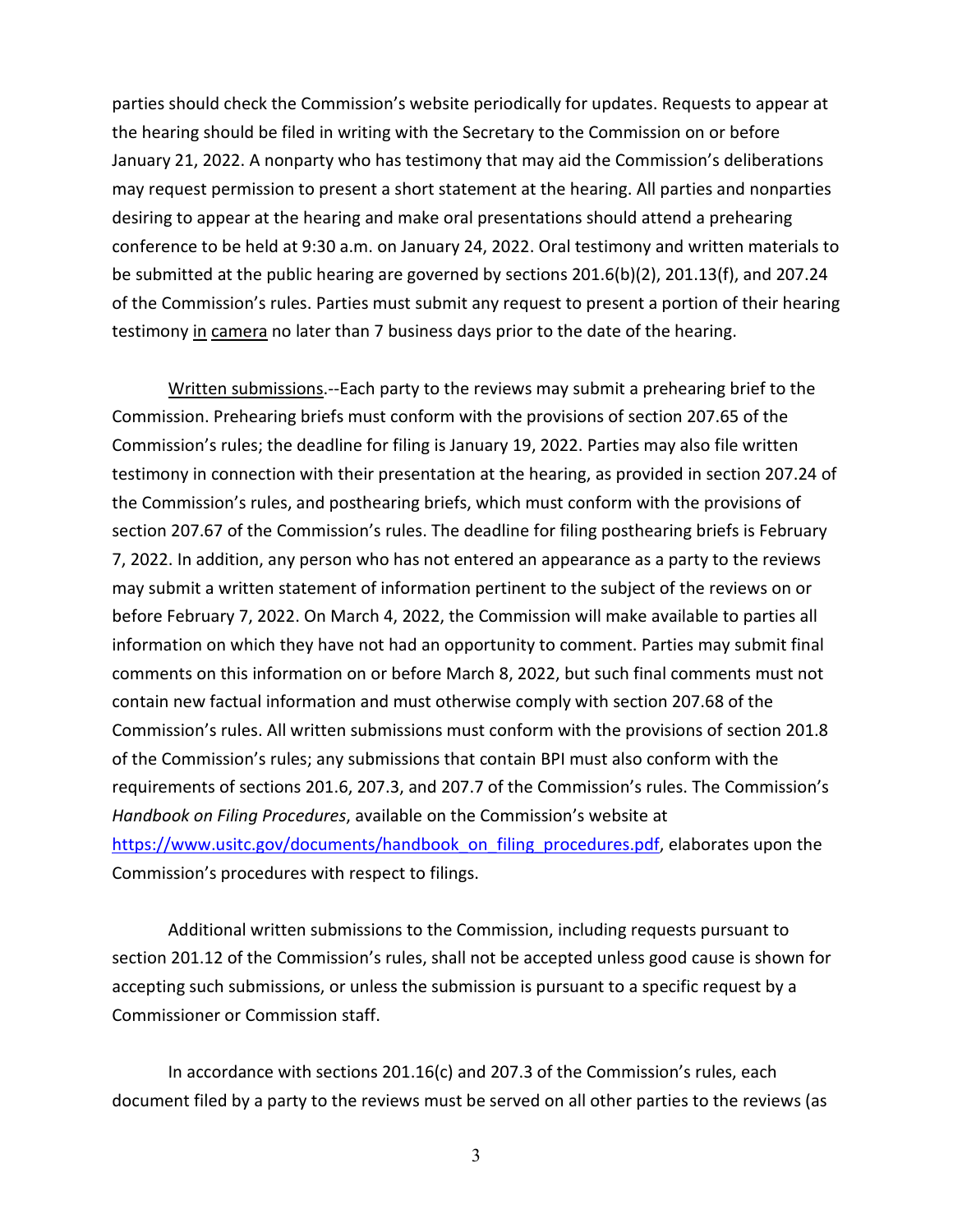parties should check the Commission's website periodically for updates. Requests to appear at the hearing should be filed in writing with the Secretary to the Commission on or before January 21, 2022. A nonparty who has testimony that may aid the Commission's deliberations may request permission to present a short statement at the hearing. All parties and nonparties desiring to appear at the hearing and make oral presentations should attend a prehearing conference to be held at 9:30 a.m. on January 24, 2022. Oral testimony and written materials to be submitted at the public hearing are governed by sections 201.6(b)(2), 201.13(f), and 207.24 of the Commission's rules. Parties must submit any request to present a portion of their hearing testimony in camera no later than 7 business days prior to the date of the hearing.

Written submissions.--Each party to the reviews may submit a prehearing brief to the Commission. Prehearing briefs must conform with the provisions of section 207.65 of the Commission's rules; the deadline for filing is January 19, 2022. Parties may also file written testimony in connection with their presentation at the hearing, as provided in section 207.24 of the Commission's rules, and posthearing briefs, which must conform with the provisions of section 207.67 of the Commission's rules. The deadline for filing posthearing briefs is February 7, 2022. In addition, any person who has not entered an appearance as a party to the reviews may submit a written statement of information pertinent to the subject of the reviews on or before February 7, 2022. On March 4, 2022, the Commission will make available to parties all information on which they have not had an opportunity to comment. Parties may submit final comments on this information on or before March 8, 2022, but such final comments must not contain new factual information and must otherwise comply with section 207.68 of the Commission's rules. All written submissions must conform with the provisions of section 201.8 of the Commission's rules; any submissions that contain BPI must also conform with the requirements of sections 201.6, 207.3, and 207.7 of the Commission's rules. The Commission's *Handbook on Filing Procedures*, available on the Commission's website at https://www.usitc.gov/documents/handbook_on_filing_procedures.pdf, elaborates upon the Commission's procedures with respect to filings.

Additional written submissions to the Commission, including requests pursuant to section 201.12 of the Commission's rules, shall not be accepted unless good cause is shown for accepting such submissions, or unless the submission is pursuant to a specific request by a Commissioner or Commission staff.

In accordance with sections 201.16(c) and 207.3 of the Commission's rules, each document filed by a party to the reviews must be served on all other parties to the reviews (as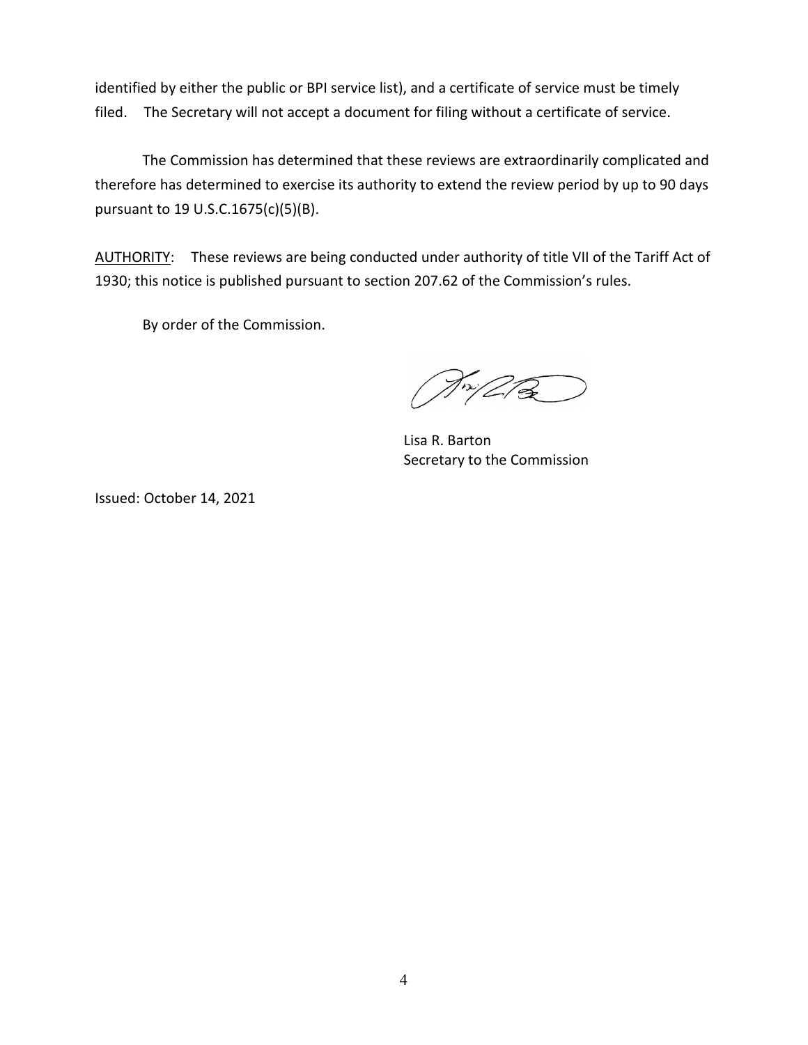identified by either the public or BPI service list), and a certificate of service must be timely filed. The Secretary will not accept a document for filing without a certificate of service.

The Commission has determined that these reviews are extraordinarily complicated and therefore has determined to exercise its authority to extend the review period by up to 90 days pursuant to 19 U.S.C.1675(c)(5)(B).

AUTHORITY: These reviews are being conducted under authority of title VII of the Tariff Act of 1930; this notice is published pursuant to section 207.62 of the Commission's rules.

By order of the Commission.

Lisa R. Barton
Secretary to the Commission

Issued: October 14, 2021